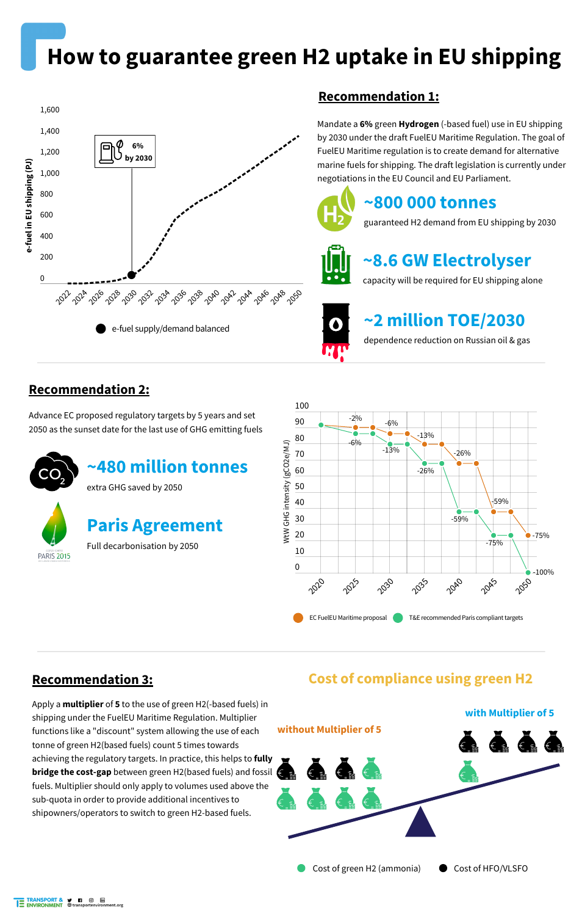# How to guarantee green H2 uptake in EU shipping

## Recommendation 1:

Mandate a **6%** green **Hydrogen** (-based fuel) use in EU shipping by 2030 under the draft FuelEU Maritime Regulation. The goal of FuelEU Maritime regulation is to create demand for alternative marine fuels for shipping. The draft legislation is currently under negotiations in the EU Council and EU Parliament.

**~800 000 tonnes**

guaranteed H2 demand from EU shipping by 2030

**~8.6 GW Electrolyser**

capacity will be required for EU shipping alone

**~2 million TOE/2030**

dependence reduction on Russian oil & gas

6% by 2030

● e-fuel supply/demand balanced

## Recommendation 2:

Advance EC proposed regulatory targets by 5 years and set 2050 as the sunset date for the last use of GHG emitting fuels

**~480 million tonnes**

extra GHG saved by 2050

**Paris Agreement**

Full decarbonisation by 2050

● EC FuelEU Maritime proposal ● T&E recommended Paris compliant targets

## Recommendation 3:

Apply a **multiplier** of **5** to the use of green H2(-based fuels) in shipping under the FuelEU Maritime Regulation. Multiplier functions like a "discount" system allowing the use of each tonne of green H2(based fuels) count 5 times towards achieving the regulatory targets. In practice, this helps to **fully bridge the cost-gap** between green H2(based fuels) and fossil fuels. Multiplier should only apply to volumes used above the sub-quota in order to provide additional incentives to shipowners/operators to switch to green H2-based fuels.

### Cost of compliance using green H2

without Multiplier of 5

with Multiplier of 5

● Cost of green H2 (ammonia) ● Cost of HFO/VLSFO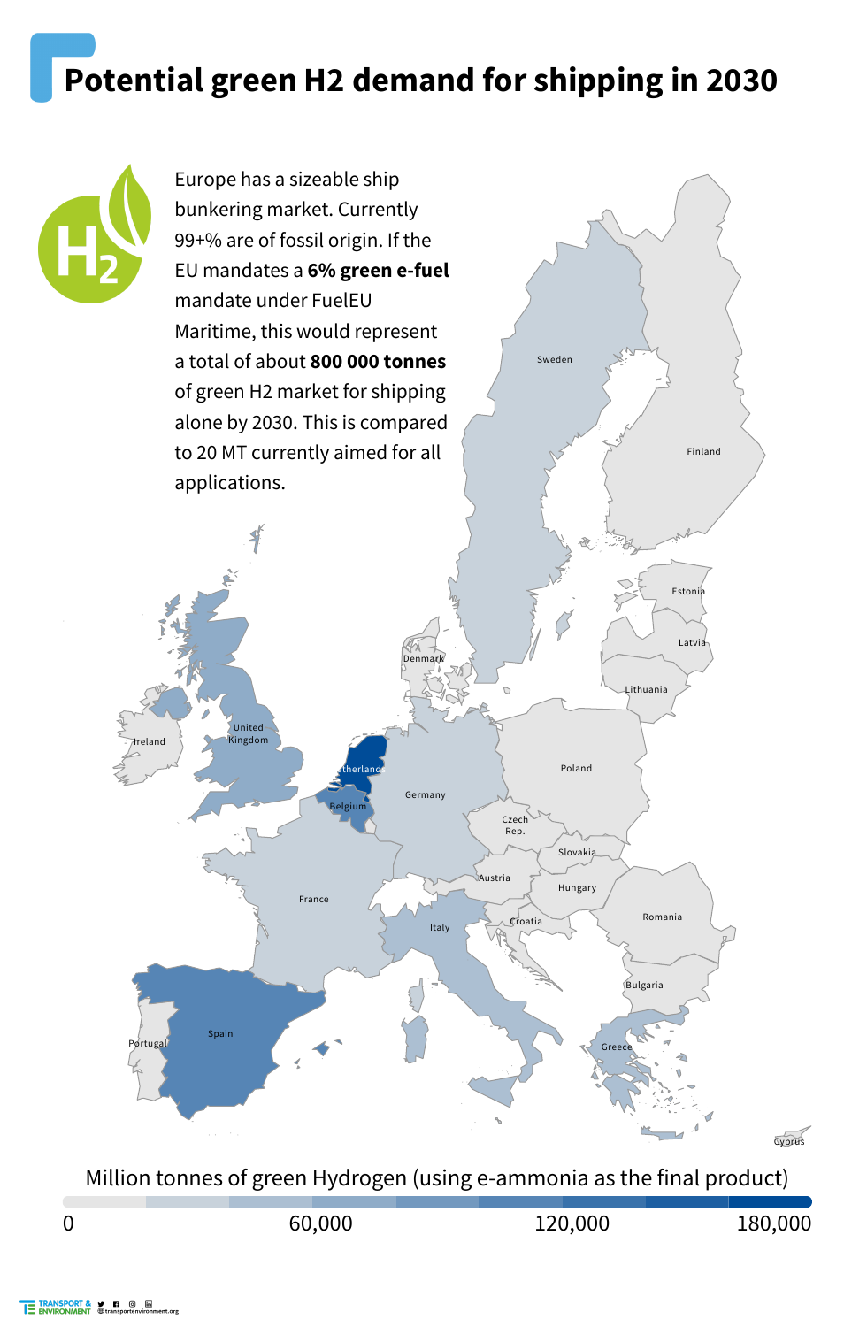# Potential green H2 demand for shipping in 2030

Europe has a sizeable ship bunkering market. Currently 99+% are of fossil origin. If the EU mandates a **6% green e-fuel** mandate under FuelEU Maritime, this would represent a total of about **800 000 tonnes** of green H2 market for shipping alone by 2030. This is compared to 20 MT currently aimed for all applications.

Sweden
Finland
Estonia
Latvia
Lithuania
Denmark
United Kingdom
Ireland
Netherlands
Belgium
Germany
Poland
Czech Rep.
Slovakia
Austria
Hungary
Romania
France
Italy
Croatia
Bulgaria
Spain
Portugal
Greece
Cyprus

Million tonnes of green Hydrogen (using e-ammonia as the final product)

0
60,000
120,000
180,000

TRANSPORT & ENVIRONMENT
transportenvironment.org